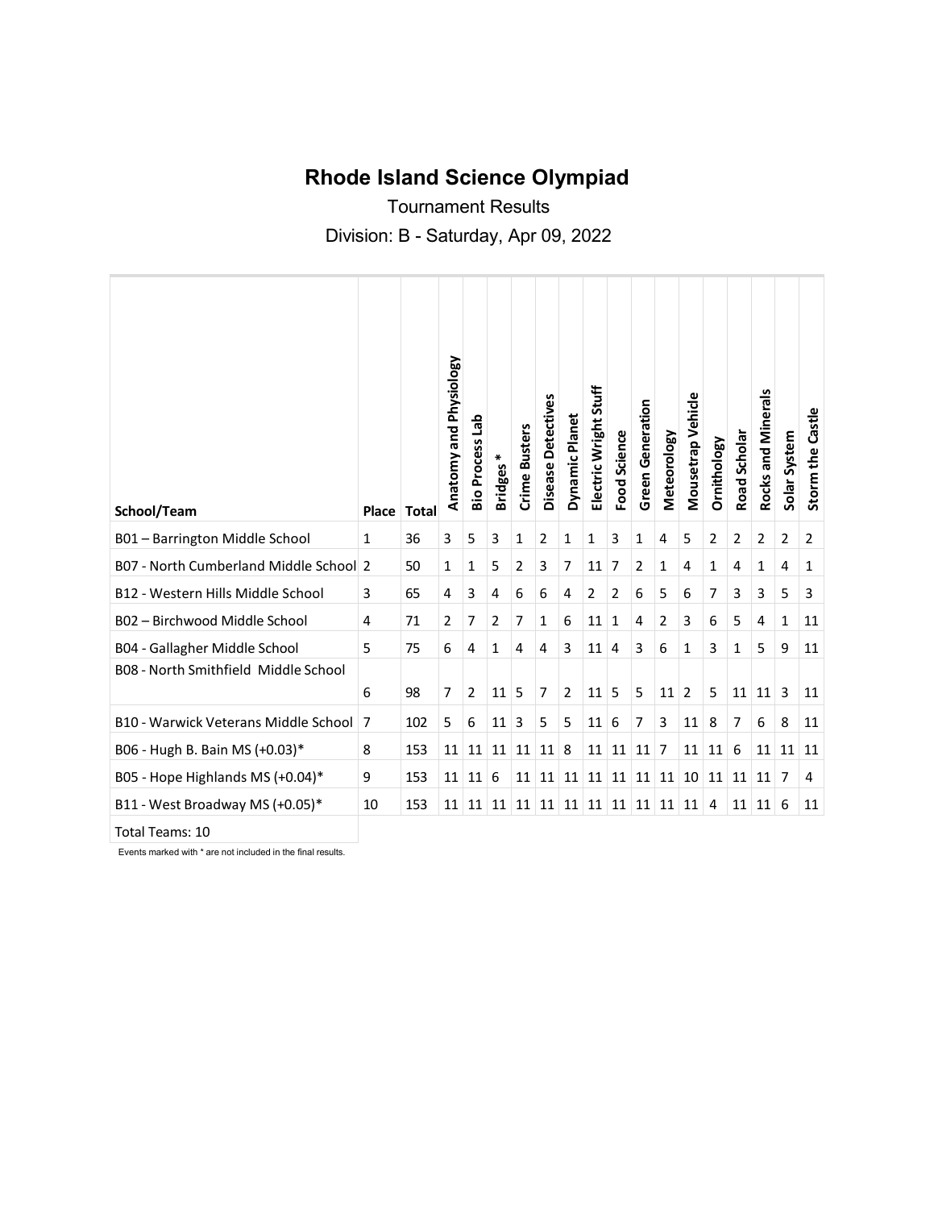# Rhode Island Science Olympiad

Tournament Results

Division: B - Saturday, Apr 09, 2022

| School/Team | Place | Total | Anatomy and Physiology | Bio Process Lab | Bridges * | Crime Busters | Disease Detectives | Dynamic Planet | Electric Wright Stuff | Food Science | Green Generation | Meteorology | Mousetrap Vehicle | Ornithology | Road Scholar | Rocks and Minerals | Solar System | Storm the Castle |
|---|---|---|---|---|---|---|---|---|---|---|---|---|---|---|---|---|---|---|
| B01 – Barrington Middle School | 1 | 36 | 3 | 5 | 3 | 1 | 2 | 1 | 1 | 3 | 1 | 4 | 5 | 2 | 2 | 2 | 2 | 2 |
| B07 - North Cumberland Middle School | 2 | 50 | 1 | 1 | 5 | 2 | 3 | 7 | 11 | 7 | 2 | 1 | 4 | 1 | 4 | 1 | 4 | 1 |
| B12 - Western Hills Middle School | 3 | 65 | 4 | 3 | 4 | 6 | 6 | 4 | 2 | 2 | 6 | 5 | 6 | 7 | 3 | 3 | 5 | 3 |
| B02 – Birchwood Middle School | 4 | 71 | 2 | 7 | 2 | 7 | 1 | 6 | 11 | 1 | 4 | 2 | 3 | 6 | 5 | 4 | 1 | 11 |
| B04 - Gallagher Middle School | 5 | 75 | 6 | 4 | 1 | 4 | 4 | 3 | 11 | 4 | 3 | 6 | 1 | 3 | 1 | 5 | 9 | 11 |
| B08 - North Smithfield Middle School | 6 | 98 | 7 | 2 | 11 | 5 | 7 | 2 | 11 | 5 | 5 | 11 | 2 | 5 | 11 | 11 | 3 | 11 |
| B10 - Warwick Veterans Middle School | 7 | 102 | 5 | 6 | 11 | 3 | 5 | 5 | 11 | 6 | 7 | 3 | 11 | 8 | 7 | 6 | 8 | 11 |
| B06 - Hugh B. Bain MS (+0.03)* | 8 | 153 | 11 | 11 | 11 | 11 | 11 | 8 | 11 | 11 | 11 | 7 | 11 | 11 | 6 | 11 | 11 | 11 |
| B05 - Hope Highlands MS (+0.04)* | 9 | 153 | 11 | 11 | 6 | 11 | 11 | 11 | 11 | 11 | 11 | 11 | 10 | 11 | 11 | 11 | 7 | 4 |
| B11 - West Broadway MS (+0.05)* | 10 | 153 | 11 | 11 | 11 | 11 | 11 | 11 | 11 | 11 | 11 | 11 | 11 | 4 | 11 | 11 | 6 | 11 |
| Total Teams: 10 | | | | | | | | | | | | | | | | | | |

Events marked with * are not included in the final results.